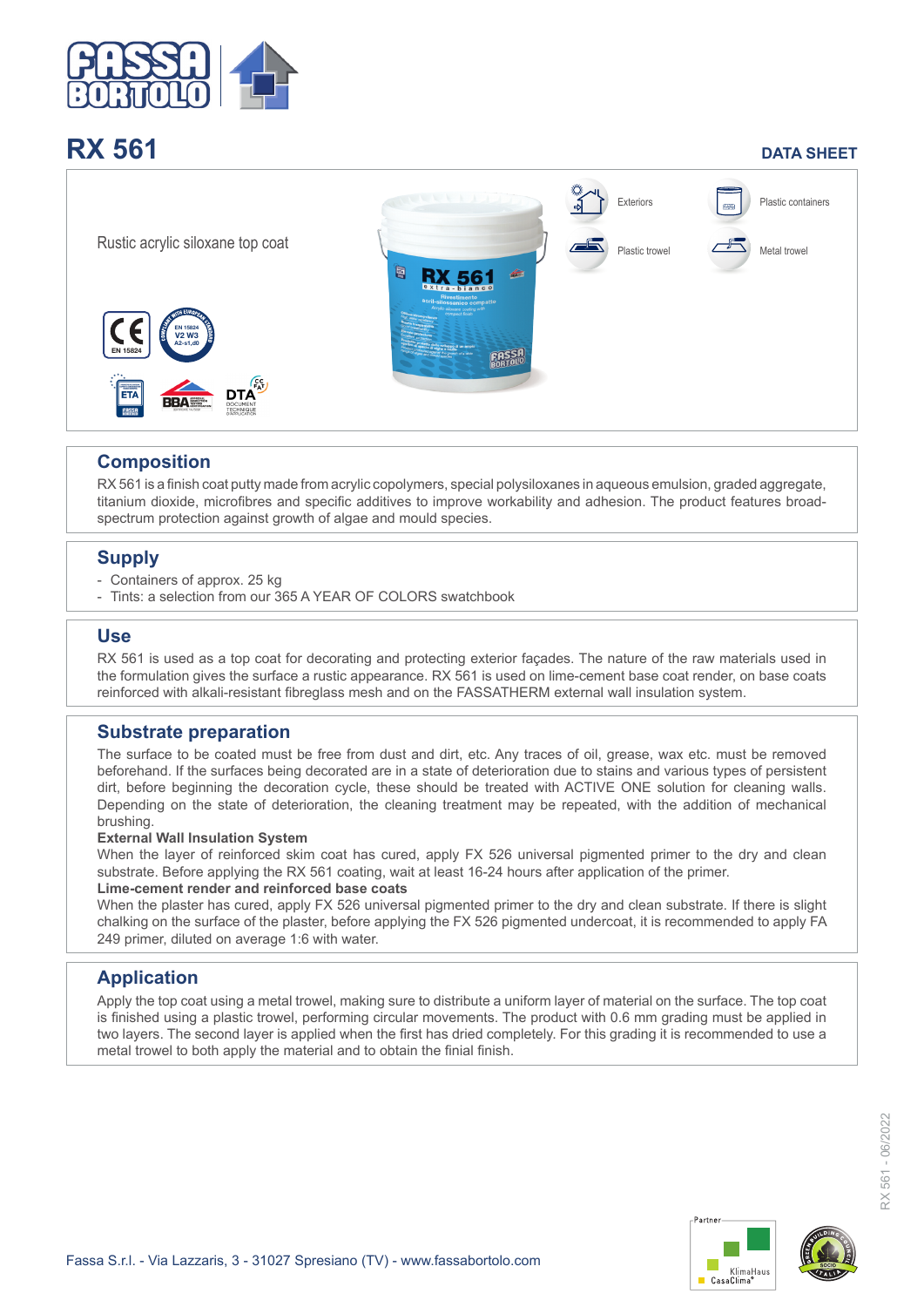# RX 561

**DATA SHEET**

Rustic acrylic siloxane top coat

Exteriors | Plastic containers | Plastic trowel | Metal trowel

## Composition

RX 561 is a finish coat putty made from acrylic copolymers, special polysiloxanes in aqueous emulsion, graded aggregate, titanium dioxide, microfibres and specific additives to improve workability and adhesion. The product features broad-spectrum protection against growth of algae and mould species.

## Supply

- Containers of approx. 25 kg
- Tints: a selection from our 365 A YEAR OF COLORS swatchbook

## Use

RX 561 is used as a top coat for decorating and protecting exterior façades. The nature of the raw materials used in the formulation gives the surface a rustic appearance. RX 561 is used on lime-cement base coat render, on base coats reinforced with alkali-resistant fibreglass mesh and on the FASSATHERM external wall insulation system.

## Substrate preparation

The surface to be coated must be free from dust and dirt, etc. Any traces of oil, grease, wax etc. must be removed beforehand. If the surfaces being decorated are in a state of deterioration due to stains and various types of persistent dirt, before beginning the decoration cycle, these should be treated with ACTIVE ONE solution for cleaning walls. Depending on the state of deterioration, the cleaning treatment may be repeated, with the addition of mechanical brushing.

**External Wall Insulation System**

When the layer of reinforced skim coat has cured, apply FX 526 universal pigmented primer to the dry and clean substrate. Before applying the RX 561 coating, wait at least 16-24 hours after application of the primer.

**Lime-cement render and reinforced base coats**

When the plaster has cured, apply FX 526 universal pigmented primer to the dry and clean substrate. If there is slight chalking on the surface of the plaster, before applying the FX 526 pigmented undercoat, it is recommended to apply FA 249 primer, diluted on average 1:6 with water.

## Application

Apply the top coat using a metal trowel, making sure to distribute a uniform layer of material on the surface. The top coat is finished using a plastic trowel, performing circular movements. The product with 0.6 mm grading must be applied in two layers. The second layer is applied when the first has dried completely. For this grading it is recommended to use a metal trowel to both apply the material and to obtain the final finish.

Fassa S.r.l. - Via Lazzaris, 3 - 31027 Spresiano (TV) - www.fassabortolo.com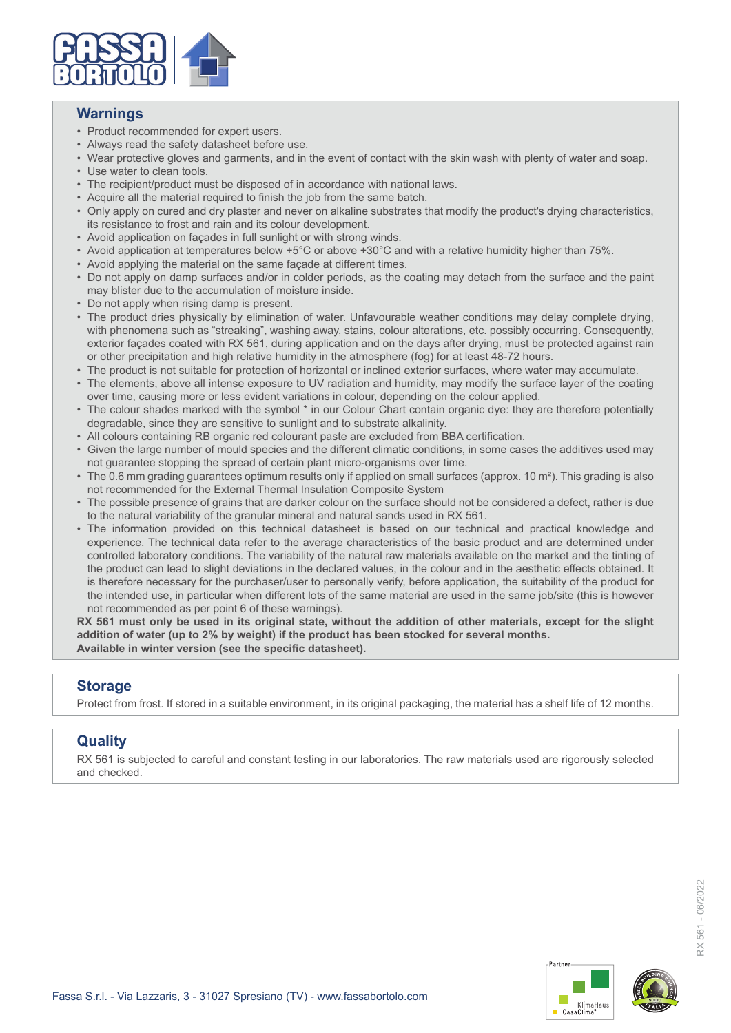## Warnings

- Product recommended for expert users.
- Always read the safety datasheet before use.
- Wear protective gloves and garments, and in the event of contact with the skin wash with plenty of water and soap.
- Use water to clean tools.
- The recipient/product must be disposed of in accordance with national laws.
- Acquire all the material required to finish the job from the same batch.
- Only apply on cured and dry plaster and never on alkaline substrates that modify the product's drying characteristics, its resistance to frost and rain and its colour development.
- Avoid application on façades in full sunlight or with strong winds.
- Avoid application at temperatures below +5°C or above +30°C and with a relative humidity higher than 75%.
- Avoid applying the material on the same façade at different times.
- Do not apply on damp surfaces and/or in colder periods, as the coating may detach from the surface and the paint may blister due to the accumulation of moisture inside.
- Do not apply when rising damp is present.
- The product dries physically by elimination of water. Unfavourable weather conditions may delay complete drying, with phenomena such as "streaking", washing away, stains, colour alterations, etc. possibly occurring. Consequently, exterior façades coated with RX 561, during application and on the days after drying, must be protected against rain or other precipitation and high relative humidity in the atmosphere (fog) for at least 48-72 hours.
- The product is not suitable for protection of horizontal or inclined exterior surfaces, where water may accumulate.
- The elements, above all intense exposure to UV radiation and humidity, may modify the surface layer of the coating over time, causing more or less evident variations in colour, depending on the colour applied.
- The colour shades marked with the symbol * in our Colour Chart contain organic dye: they are therefore potentially degradable, since they are sensitive to sunlight and to substrate alkalinity.
- All colours containing RB organic red colourant paste are excluded from BBA certification.
- Given the large number of mould species and the different climatic conditions, in some cases the additives used may not guarantee stopping the spread of certain plant micro-organisms over time.
- The 0.6 mm grading guarantees optimum results only if applied on small surfaces (approx. 10 m²). This grading is also not recommended for the External Thermal Insulation Composite System
- The possible presence of grains that are darker colour on the surface should not be considered a defect, rather is due to the natural variability of the granular mineral and natural sands used in RX 561.
- The information provided on this technical datasheet is based on our technical and practical knowledge and experience. The technical data refer to the average characteristics of the basic product and are determined under controlled laboratory conditions. The variability of the natural raw materials available on the market and the tinting of the product can lead to slight deviations in the declared values, in the colour and in the aesthetic effects obtained. It is therefore necessary for the purchaser/user to personally verify, before application, the suitability of the product for the intended use, in particular when different lots of the same material are used in the same job/site (this is however not recommended as per point 6 of these warnings).

**RX 561 must only be used in its original state, without the addition of other materials, except for the slight addition of water (up to 2% by weight) if the product has been stocked for several months.**
**Available in winter version (see the specific datasheet).**

## Storage

Protect from frost. If stored in a suitable environment, in its original packaging, the material has a shelf life of 12 months.

## Quality

RX 561 is subjected to careful and constant testing in our laboratories. The raw materials used are rigorously selected and checked.

Fassa S.r.l. - Via Lazzaris, 3 - 31027 Spresiano (TV) - www.fassabortolo.com

RX 561 - 06/2022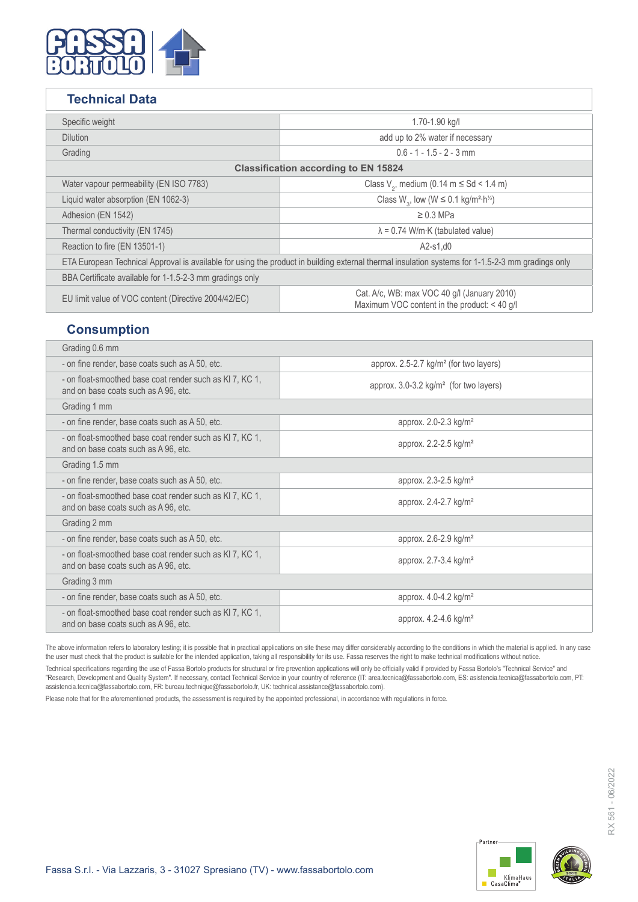## Technical Data

| | |
|---|---|
| Specific weight | 1.70-1.90 kg/l |
| Dilution | add up to 2% water if necessary |
| Grading | 0.6 - 1 - 1.5 - 2 - 3 mm |
| **Classification according to EN 15824** | |
| Water vapour permeability (EN ISO 7783) | Class $V_2$, medium (0.14 m ≤ Sd < 1.4 m) |
| Liquid water absorption (EN 1062-3) | Class $W_3$, low (W ≤ 0.1 kg/m²·h$^{½}$) |
| Adhesion (EN 1542) | ≥ 0.3 MPa |
| Thermal conductivity (EN 1745) | λ = 0.74 W/m·K (tabulated value) |
| Reaction to fire (EN 13501-1) | A2-s1,d0 |
| ETA European Technical Approval is available for using the product in building external thermal insulation systems for 1-1.5-2-3 mm gradings only | |
| BBA Certificate available for 1-1.5-2-3 mm gradings only | |
| EU limit value of VOC content (Directive 2004/42/EC) | Cat. A/c, WB: max VOC 40 g/l (January 2010)<br>Maximum VOC content in the product: < 40 g/l |

## Consumption

| | |
|---|---|
| Grading 0.6 mm | |
| - on fine render, base coats such as A 50, etc. | approx. 2.5-2.7 kg/m² (for two layers) |
| - on float-smoothed base coat render such as KI 7, KC 1, and on base coats such as A 96, etc. | approx. 3.0-3.2 kg/m² (for two layers) |
| Grading 1 mm | |
| - on fine render, base coats such as A 50, etc. | approx. 2.0-2.3 kg/m² |
| - on float-smoothed base coat render such as KI 7, KC 1, and on base coats such as A 96, etc. | approx. 2.2-2.5 kg/m² |
| Grading 1.5 mm | |
| - on fine render, base coats such as A 50, etc. | approx. 2.3-2.5 kg/m² |
| - on float-smoothed base coat render such as KI 7, KC 1, and on base coats such as A 96, etc. | approx. 2.4-2.7 kg/m² |
| Grading 2 mm | |
| - on fine render, base coats such as A 50, etc. | approx. 2.6-2.9 kg/m² |
| - on float-smoothed base coat render such as KI 7, KC 1, and on base coats such as A 96, etc. | approx. 2.7-3.4 kg/m² |
| Grading 3 mm | |
| - on fine render, base coats such as A 50, etc. | approx. 4.0-4.2 kg/m² |
| - on float-smoothed base coat render such as KI 7, KC 1, and on base coats such as A 96, etc. | approx. 4.2-4.6 kg/m² |

The above information refers to laboratory testing; it is possible that in practical applications on site these may differ considerably according to the conditions in which the material is applied. In any case the user must check that the product is suitable for the intended application, taking all responsibility for its use. Fassa reserves the right to make technical modifications without notice.

Technical specifications regarding the use of Fassa Bortolo products for structural or fire prevention applications will only be officially valid if provided by Fassa Bortolo's "Technical Service" and "Research, Development and Quality System". If necessary, contact Technical Service in your country of reference (IT: area.tecnica@fassabortolo.com, ES: asistencia.tecnica@fassabortolo.com, PT: assistencia.tecnica@fassabortolo.com, FR: bureau.technique@fassabortolo.fr, UK: technical.assistance@fassabortolo.com).

Please note that for the aforementioned products, the assessment is required by the appointed professional, in accordance with regulations in force.

RX 561 - 06/2022

Fassa S.r.l. - Via Lazzaris, 3 - 31027 Spresiano (TV) - www.fassabortolo.com